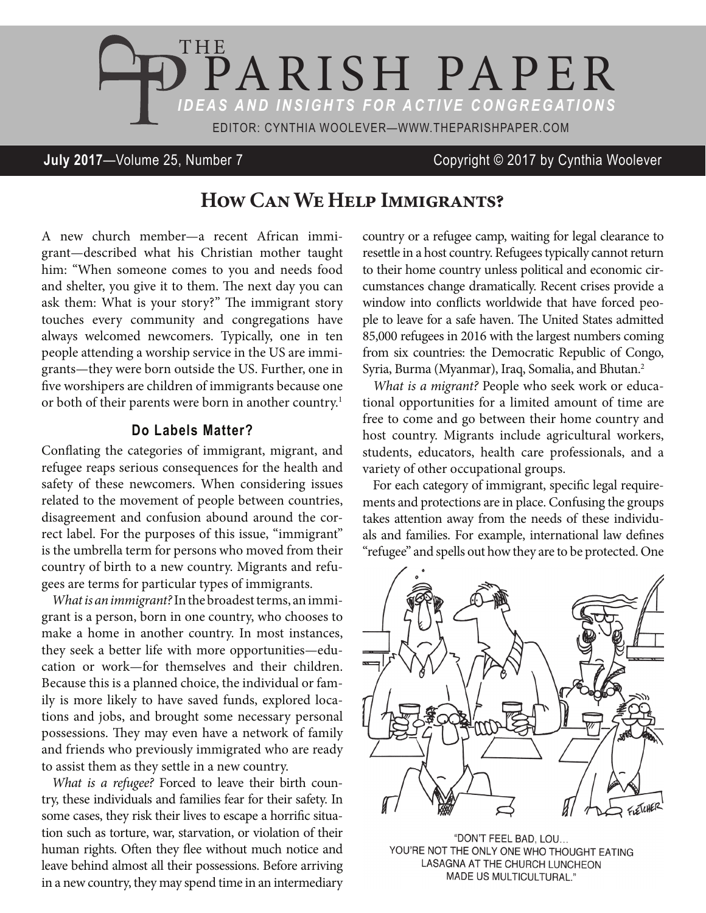# THE PARISH PAPER

*IDEAS AND INSIGHTS FOR ACTIVE CONGREGATIONS*

EDITOR: CYNTHIA WOOLEVER—WWW.THEPARISHPAPER.COM

**July 2017**—Volume 25, Number 7 Copyright © 2017 by Cynthia Woolever

## How Can We Help Immigrants?

A new church member—a recent African immigrant—described what his Christian mother taught him: "When someone comes to you and needs food and shelter, you give it to them. The next day you can ask them: What is your story?" The immigrant story touches every community and congregations have always welcomed newcomers. Typically, one in ten people attending a worship service in the US are immigrants—they were born outside the US. Further, one in five worshipers are children of immigrants because one or both of their parents were born in another country.[1]

### Do Labels Matter?

Conflating the categories of immigrant, migrant, and refugee reaps serious consequences for the health and safety of these newcomers. When considering issues related to the movement of people between countries, disagreement and confusion abound around the correct label. For the purposes of this issue, "immigrant" is the umbrella term for persons who moved from their country of birth to a new country. Migrants and refugees are terms for particular types of immigrants.

*What is an immigrant?* In the broadest terms, an immigrant is a person, born in one country, who chooses to make a home in another country. In most instances, they seek a better life with more opportunities—education or work—for themselves and their children. Because this is a planned choice, the individual or family is more likely to have saved funds, explored locations and jobs, and brought some necessary personal possessions. They may even have a network of family and friends who previously immigrated who are ready to assist them as they settle in a new country.

*What is a refugee?* Forced to leave their birth country, these individuals and families fear for their safety. In some cases, they risk their lives to escape a horrific situation such as torture, war, starvation, or violation of their human rights. Often they flee without much notice and leave behind almost all their possessions. Before arriving in a new country, they may spend time in an intermediary country or a refugee camp, waiting for legal clearance to resettle in a host country. Refugees typically cannot return to their home country unless political and economic circumstances change dramatically. Recent crises provide a window into conflicts worldwide that have forced people to leave for a safe haven. The United States admitted 85,000 refugees in 2016 with the largest numbers coming from six countries: the Democratic Republic of Congo, Syria, Burma (Myanmar), Iraq, Somalia, and Bhutan.[2]

*What is a migrant?* People who seek work or educational opportunities for a limited amount of time are free to come and go between their home country and host country. Migrants include agricultural workers, students, educators, health care professionals, and a variety of other occupational groups.

For each category of immigrant, specific legal requirements and protections are in place. Confusing the groups takes attention away from the needs of these individuals and families. For example, international law defines "refugee" and spells out how they are to be protected. One

"DON'T FEEL BAD, LOU... YOU'RE NOT THE ONLY ONE WHO THOUGHT EATING LASAGNA AT THE CHURCH LUNCHEON MADE US MULTICULTURAL."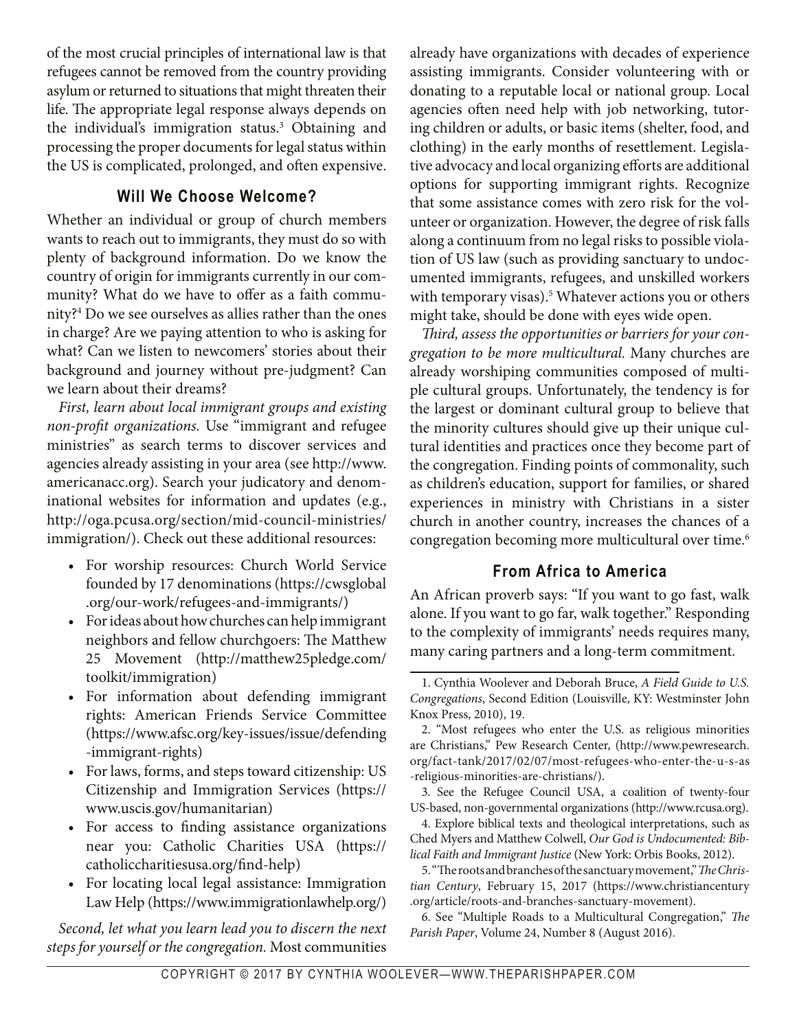of the most crucial principles of international law is that refugees cannot be removed from the country providing asylum or returned to situations that might threaten their life. The appropriate legal response always depends on the individual's immigration status.[3] Obtaining and processing the proper documents for legal status within the US is complicated, prolonged, and often expensive.

## Will We Choose Welcome?

Whether an individual or group of church members wants to reach out to immigrants, they must do so with plenty of background information. Do we know the country of origin for immigrants currently in our community? What do we have to offer as a faith community?[4] Do we see ourselves as allies rather than the ones in charge? Are we paying attention to who is asking for what? Can we listen to newcomers' stories about their background and journey without pre-judgment? Can we learn about their dreams?

*First, learn about local immigrant groups and existing non-profit organizations.* Use "immigrant and refugee ministries" as search terms to discover services and agencies already assisting in your area (see http://www.americanacc.org). Search your judicatory and denominational websites for information and updates (e.g., http://oga.pcusa.org/section/mid-council-ministries/immigration/). Check out these additional resources:

- For worship resources: Church World Service founded by 17 denominations (https://cwsglobal.org/our-work/refugees-and-immigrants/)
- For ideas about how churches can help immigrant neighbors and fellow churchgoers: The Matthew 25 Movement (http://matthew25pledge.com/toolkit/immigration)
- For information about defending immigrant rights: American Friends Service Committee (https://www.afsc.org/key-issues/issue/defending-immigrant-rights)
- For laws, forms, and steps toward citizenship: US Citizenship and Immigration Services (https://www.uscis.gov/humanitarian)
- For access to finding assistance organizations near you: Catholic Charities USA (https://catholiccharitiesusa.org/find-help)
- For locating local legal assistance: Immigration Law Help (https://www.immigrationlawhelp.org/)

*Second, let what you learn lead you to discern the next steps for yourself or the congregation.* Most communities already have organizations with decades of experience assisting immigrants. Consider volunteering with or donating to a reputable local or national group. Local agencies often need help with job networking, tutoring children or adults, or basic items (shelter, food, and clothing) in the early months of resettlement. Legislative advocacy and local organizing efforts are additional options for supporting immigrant rights. Recognize that some assistance comes with zero risk for the volunteer or organization. However, the degree of risk falls along a continuum from no legal risks to possible violation of US law (such as providing sanctuary to undocumented immigrants, refugees, and unskilled workers with temporary visas).[5] Whatever actions you or others might take, should be done with eyes wide open.

*Third, assess the opportunities or barriers for your congregation to be more multicultural.* Many churches are already worshiping communities composed of multiple cultural groups. Unfortunately, the tendency is for the largest or dominant cultural group to believe that the minority cultures should give up their unique cultural identities and practices once they become part of the congregation. Finding points of commonality, such as children's education, support for families, or shared experiences in ministry with Christians in a sister church in another country, increases the chances of a congregation becoming more multicultural over time.[6]

## From Africa to America

An African proverb says: "If you want to go fast, walk alone. If you want to go far, walk together." Responding to the complexity of immigrants' needs requires many, many caring partners and a long-term commitment.

---

1. Cynthia Woolever and Deborah Bruce, *A Field Guide to U.S. Congregations*, Second Edition (Louisville, KY: Westminster John Knox Press, 2010), 19.

2. "Most refugees who enter the U.S. as religious minorities are Christians," Pew Research Center, (http://www.pewresearch.org/fact-tank/2017/02/07/most-refugees-who-enter-the-u-s-as-religious-minorities-are-christians/).

3. See the Refugee Council USA, a coalition of twenty-four US-based, non-governmental organizations (http://www.rcusa.org).

4. Explore biblical texts and theological interpretations, such as Ched Myers and Matthew Colwell, *Our God is Undocumented: Biblical Faith and Immigrant Justice* (New York: Orbis Books, 2012).

5. "The roots and branches of the sanctuary movement," *The Christian Century*, February 15, 2017 (https://www.christiancentury.org/article/roots-and-branches-sanctuary-movement).

6. See "Multiple Roads to a Multicultural Congregation," *The Parish Paper*, Volume 24, Number 8 (August 2016).

COPYRIGHT © 2017 BY CYNTHIA WOOLEVER—WWW.THEPARISHPAPER.COM